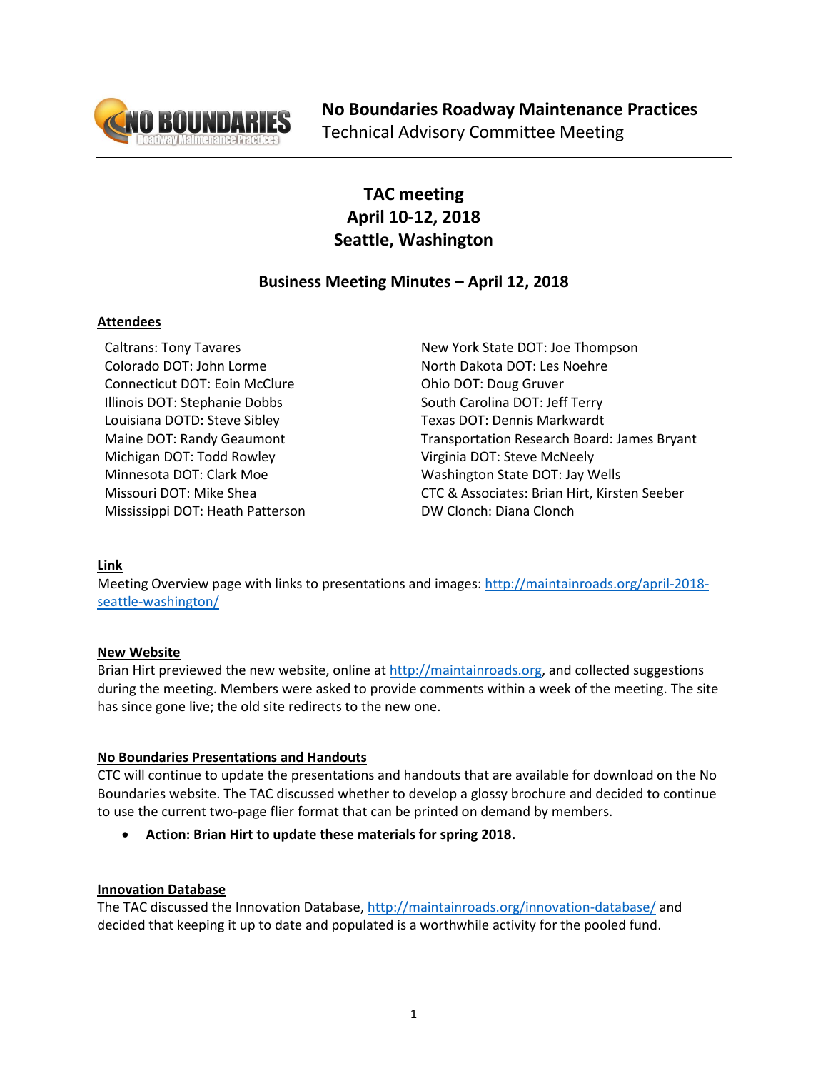**No Boundaries Roadway Maintenance Practices**
Technical Advisory Committee Meeting

# TAC meeting
# April 10-12, 2018
# Seattle, Washington

## Business Meeting Minutes – April 12, 2018

### Attendees

Caltrans: Tony Tavares
Colorado DOT: John Lorme
Connecticut DOT: Eoin McClure
Illinois DOT: Stephanie Dobbs
Louisiana DOTD: Steve Sibley
Maine DOT: Randy Geaumont
Michigan DOT: Todd Rowley
Minnesota DOT: Clark Moe
Missouri DOT: Mike Shea
Mississippi DOT: Heath Patterson
New York State DOT: Joe Thompson
North Dakota DOT: Les Noehre
Ohio DOT: Doug Gruver
South Carolina DOT: Jeff Terry
Texas DOT: Dennis Markwardt
Transportation Research Board: James Bryant
Virginia DOT: Steve McNeely
Washington State DOT: Jay Wells
CTC & Associates: Brian Hirt, Kirsten Seeber
DW Clonch: Diana Clonch

### Link

Meeting Overview page with links to presentations and images: http://maintainroads.org/april-2018-seattle-washington/

### New Website

Brian Hirt previewed the new website, online at http://maintainroads.org, and collected suggestions during the meeting. Members were asked to provide comments within a week of the meeting. The site has since gone live; the old site redirects to the new one.

### No Boundaries Presentations and Handouts

CTC will continue to update the presentations and handouts that are available for download on the No Boundaries website. The TAC discussed whether to develop a glossy brochure and decided to continue to use the current two-page flier format that can be printed on demand by members.

- **Action: Brian Hirt to update these materials for spring 2018.**

### Innovation Database

The TAC discussed the Innovation Database, http://maintainroads.org/innovation-database/ and decided that keeping it up to date and populated is a worthwhile activity for the pooled fund.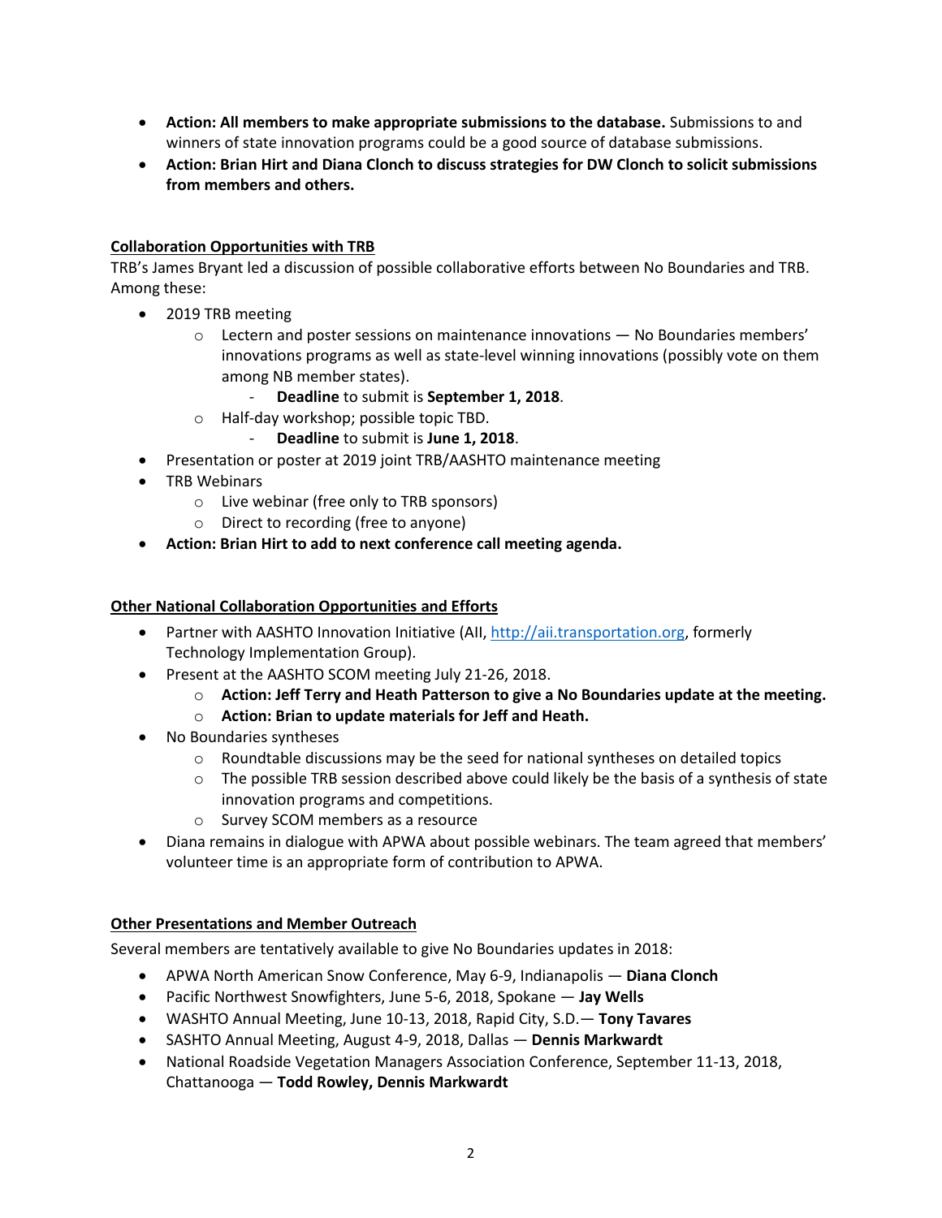- **Action: All members to make appropriate submissions to the database.** Submissions to and winners of state innovation programs could be a good source of database submissions.
- **Action: Brian Hirt and Diana Clonch to discuss strategies for DW Clonch to solicit submissions from members and others.**

## Collaboration Opportunities with TRB

TRB's James Bryant led a discussion of possible collaborative efforts between No Boundaries and TRB. Among these:

- 2019 TRB meeting
    - Lectern and poster sessions on maintenance innovations — No Boundaries members' innovations programs as well as state-level winning innovations (possibly vote on them among NB member states).
        - **Deadline** to submit is **September 1, 2018**.
    - Half-day workshop; possible topic TBD.
        - **Deadline** to submit is **June 1, 2018**.
- Presentation or poster at 2019 joint TRB/AASHTO maintenance meeting
- TRB Webinars
    - Live webinar (free only to TRB sponsors)
    - Direct to recording (free to anyone)
- **Action: Brian Hirt to add to next conference call meeting agenda.**

## Other National Collaboration Opportunities and Efforts

- Partner with AASHTO Innovation Initiative (AII, http://aii.transportation.org, formerly Technology Implementation Group).
- Present at the AASHTO SCOM meeting July 21-26, 2018.
    - **Action: Jeff Terry and Heath Patterson to give a No Boundaries update at the meeting.**
    - **Action: Brian to update materials for Jeff and Heath.**
- No Boundaries syntheses
    - Roundtable discussions may be the seed for national syntheses on detailed topics
    - The possible TRB session described above could likely be the basis of a synthesis of state innovation programs and competitions.
    - Survey SCOM members as a resource
- Diana remains in dialogue with APWA about possible webinars. The team agreed that members' volunteer time is an appropriate form of contribution to APWA.

## Other Presentations and Member Outreach

Several members are tentatively available to give No Boundaries updates in 2018:

- APWA North American Snow Conference, May 6-9, Indianapolis — **Diana Clonch**
- Pacific Northwest Snowfighters, June 5-6, 2018, Spokane — **Jay Wells**
- WASHTO Annual Meeting, June 10-13, 2018, Rapid City, S.D.— **Tony Tavares**
- SASHTO Annual Meeting, August 4-9, 2018, Dallas — **Dennis Markwardt**
- National Roadside Vegetation Managers Association Conference, September 11-13, 2018, Chattanooga — **Todd Rowley, Dennis Markwardt**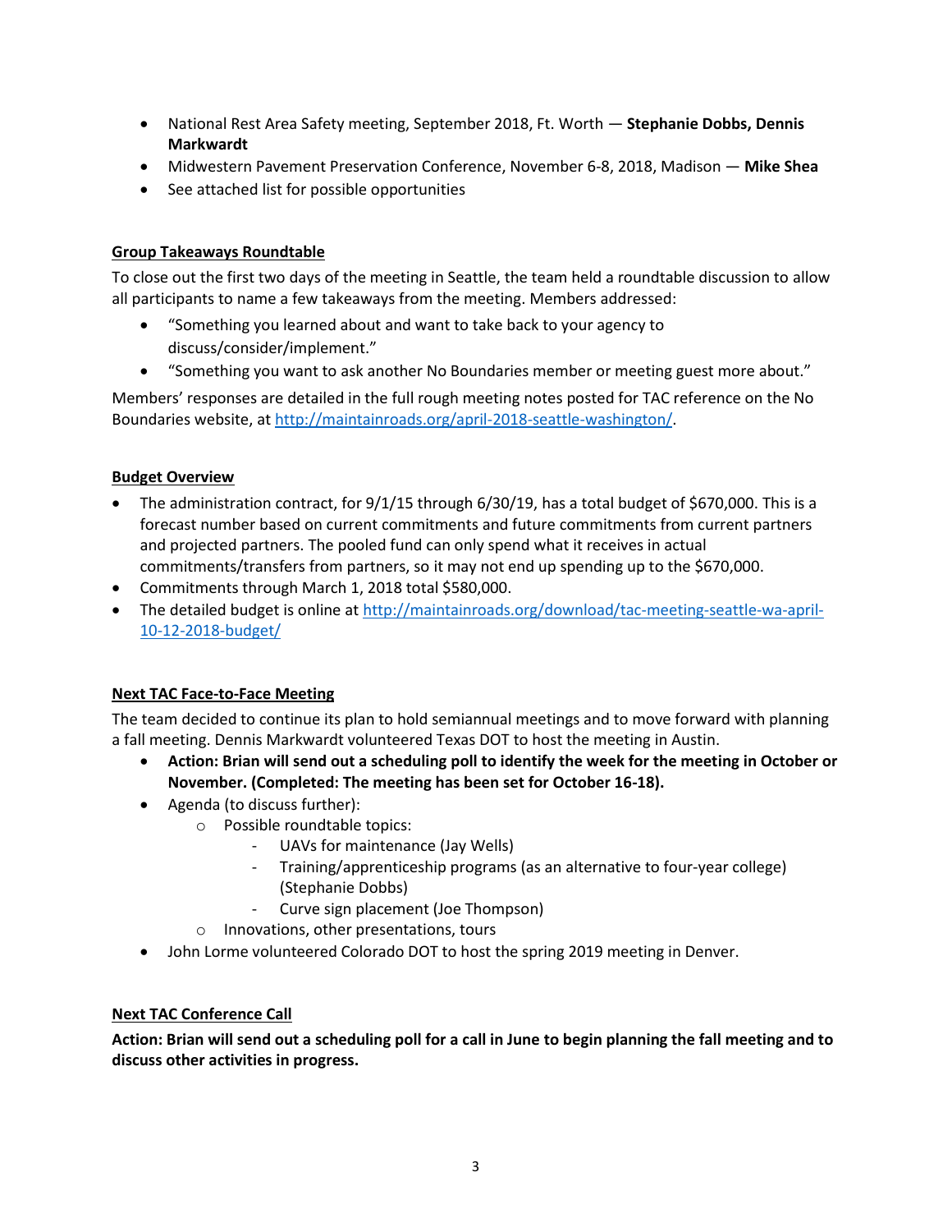- National Rest Area Safety meeting, September 2018, Ft. Worth — **Stephanie Dobbs, Dennis Markwardt**
- Midwestern Pavement Preservation Conference, November 6-8, 2018, Madison — **Mike Shea**
- See attached list for possible opportunities

## Group Takeaways Roundtable

To close out the first two days of the meeting in Seattle, the team held a roundtable discussion to allow all participants to name a few takeaways from the meeting. Members addressed:

- "Something you learned about and want to take back to your agency to discuss/consider/implement."
- "Something you want to ask another No Boundaries member or meeting guest more about."

Members' responses are detailed in the full rough meeting notes posted for TAC reference on the No Boundaries website, at http://maintainroads.org/april-2018-seattle-washington/.

## Budget Overview

- The administration contract, for 9/1/15 through 6/30/19, has a total budget of $670,000. This is a forecast number based on current commitments and future commitments from current partners and projected partners. The pooled fund can only spend what it receives in actual commitments/transfers from partners, so it may not end up spending up to the $670,000.
- Commitments through March 1, 2018 total $580,000.
- The detailed budget is online at http://maintainroads.org/download/tac-meeting-seattle-wa-april-10-12-2018-budget/

## Next TAC Face-to-Face Meeting

The team decided to continue its plan to hold semiannual meetings and to move forward with planning a fall meeting. Dennis Markwardt volunteered Texas DOT to host the meeting in Austin.

- **Action: Brian will send out a scheduling poll to identify the week for the meeting in October or November. (Completed: The meeting has been set for October 16-18).**
- Agenda (to discuss further):
  - Possible roundtable topics:
    - UAVs for maintenance (Jay Wells)
    - Training/apprenticeship programs (as an alternative to four-year college) (Stephanie Dobbs)
    - Curve sign placement (Joe Thompson)
  - Innovations, other presentations, tours
- John Lorme volunteered Colorado DOT to host the spring 2019 meeting in Denver.

## Next TAC Conference Call

**Action: Brian will send out a scheduling poll for a call in June to begin planning the fall meeting and to discuss other activities in progress.**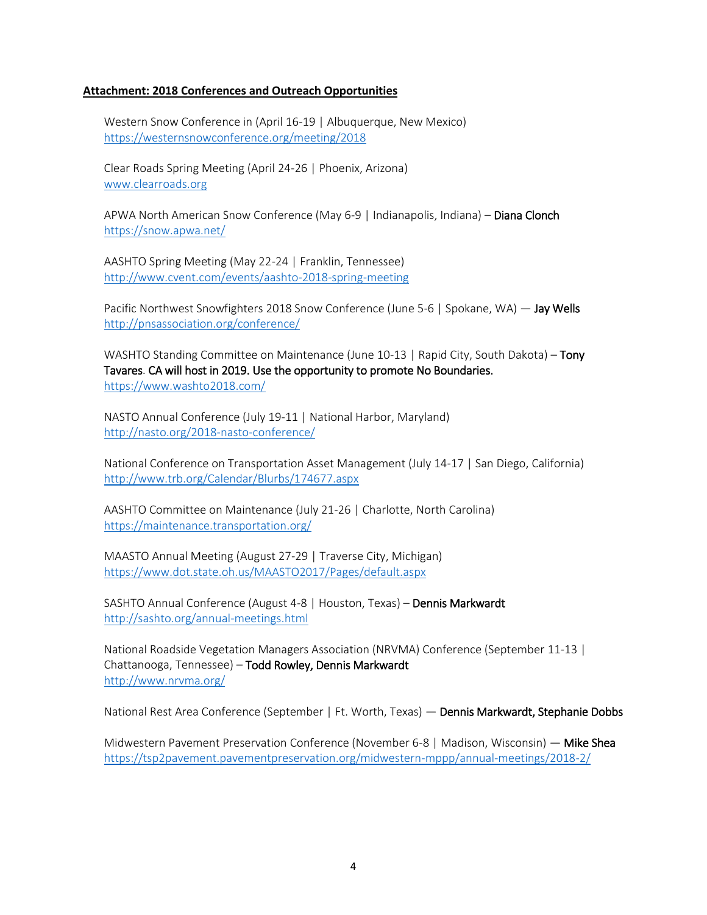**Attachment: 2018 Conferences and Outreach Opportunities**

Western Snow Conference in (April 16-19 | Albuquerque, New Mexico)
https://westernsnowconference.org/meeting/2018

Clear Roads Spring Meeting (April 24-26 | Phoenix, Arizona)
www.clearroads.org

APWA North American Snow Conference (May 6-9 | Indianapolis, Indiana) – Diana Clonch
https://snow.apwa.net/

AASHTO Spring Meeting (May 22-24 | Franklin, Tennessee)
http://www.cvent.com/events/aashto-2018-spring-meeting

Pacific Northwest Snowfighters 2018 Snow Conference (June 5-6 | Spokane, WA) — Jay Wells
http://pnsassociation.org/conference/

WASHTO Standing Committee on Maintenance (June 10-13 | Rapid City, South Dakota) – Tony Tavares. CA will host in 2019. Use the opportunity to promote No Boundaries.
https://www.washto2018.com/

NASTO Annual Conference (July 19-11 | National Harbor, Maryland)
http://nasto.org/2018-nasto-conference/

National Conference on Transportation Asset Management (July 14-17 | San Diego, California)
http://www.trb.org/Calendar/Blurbs/174677.aspx

AASHTO Committee on Maintenance (July 21-26 | Charlotte, North Carolina)
https://maintenance.transportation.org/

MAASTO Annual Meeting (August 27-29 | Traverse City, Michigan)
https://www.dot.state.oh.us/MAASTO2017/Pages/default.aspx

SASHTO Annual Conference (August 4-8 | Houston, Texas) – Dennis Markwardt
http://sashto.org/annual-meetings.html

National Roadside Vegetation Managers Association (NRVMA) Conference (September 11-13 | Chattanooga, Tennessee) – Todd Rowley, Dennis Markwardt
http://www.nrvma.org/

National Rest Area Conference (September | Ft. Worth, Texas) — Dennis Markwardt, Stephanie Dobbs

Midwestern Pavement Preservation Conference (November 6-8 | Madison, Wisconsin) — Mike Shea
https://tsp2pavement.pavementpreservation.org/midwestern-mppp/annual-meetings/2018-2/